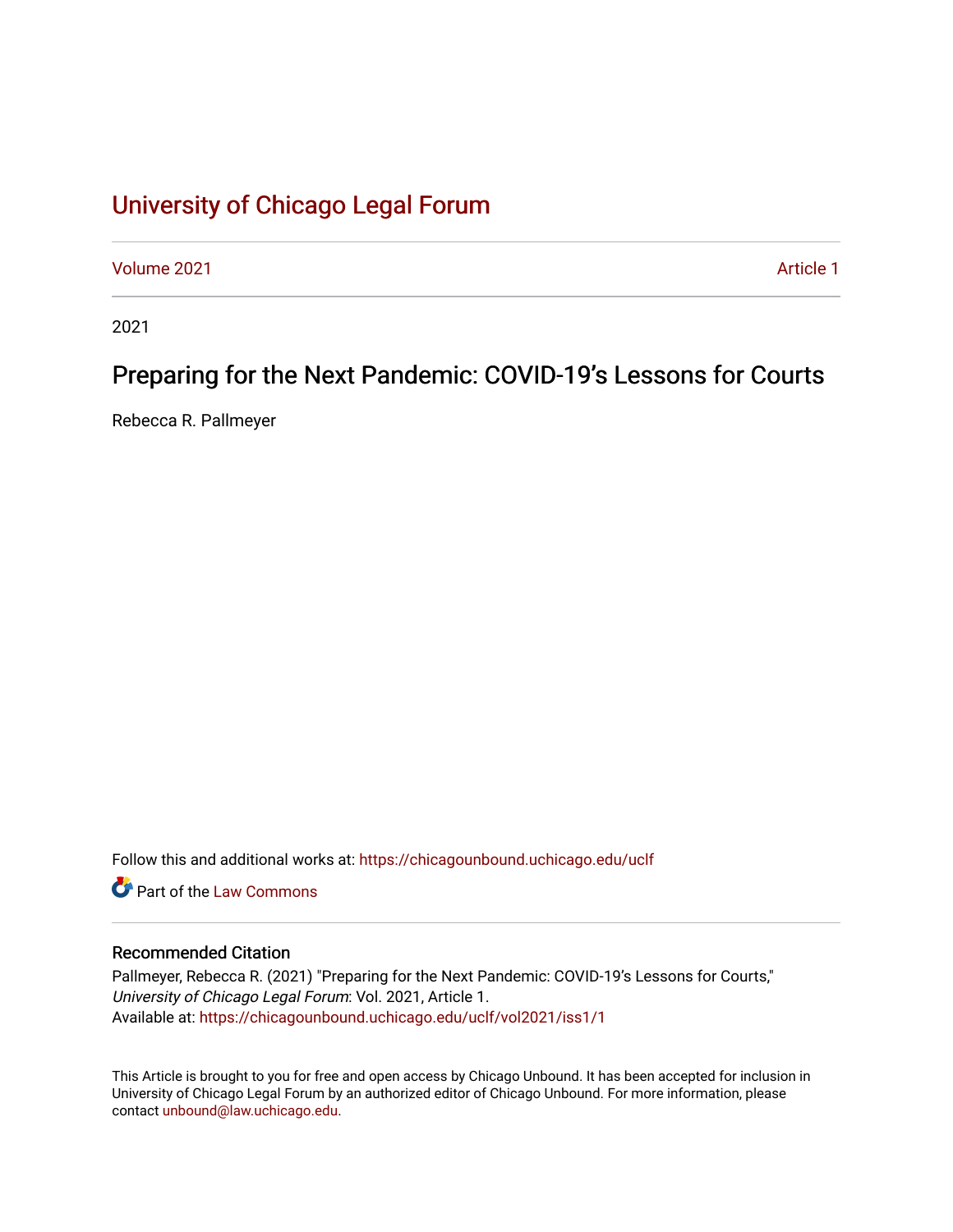# University of Chicago Legal Forum

Volume 2021 Article 1

2021

## Preparing for the Next Pandemic: COVID-19's Lessons for Courts

Rebecca R. Pallmeyer

Follow this and additional works at: https://chicagounbound.uchicago.edu/uclf

Part of the Law Commons

### Recommended Citation

Pallmeyer, Rebecca R. (2021) "Preparing for the Next Pandemic: COVID-19's Lessons for Courts," *University of Chicago Legal Forum*: Vol. 2021, Article 1.
Available at: https://chicagounbound.uchicago.edu/uclf/vol2021/iss1/1

This Article is brought to you for free and open access by Chicago Unbound. It has been accepted for inclusion in University of Chicago Legal Forum by an authorized editor of Chicago Unbound. For more information, please contact unbound@law.uchicago.edu.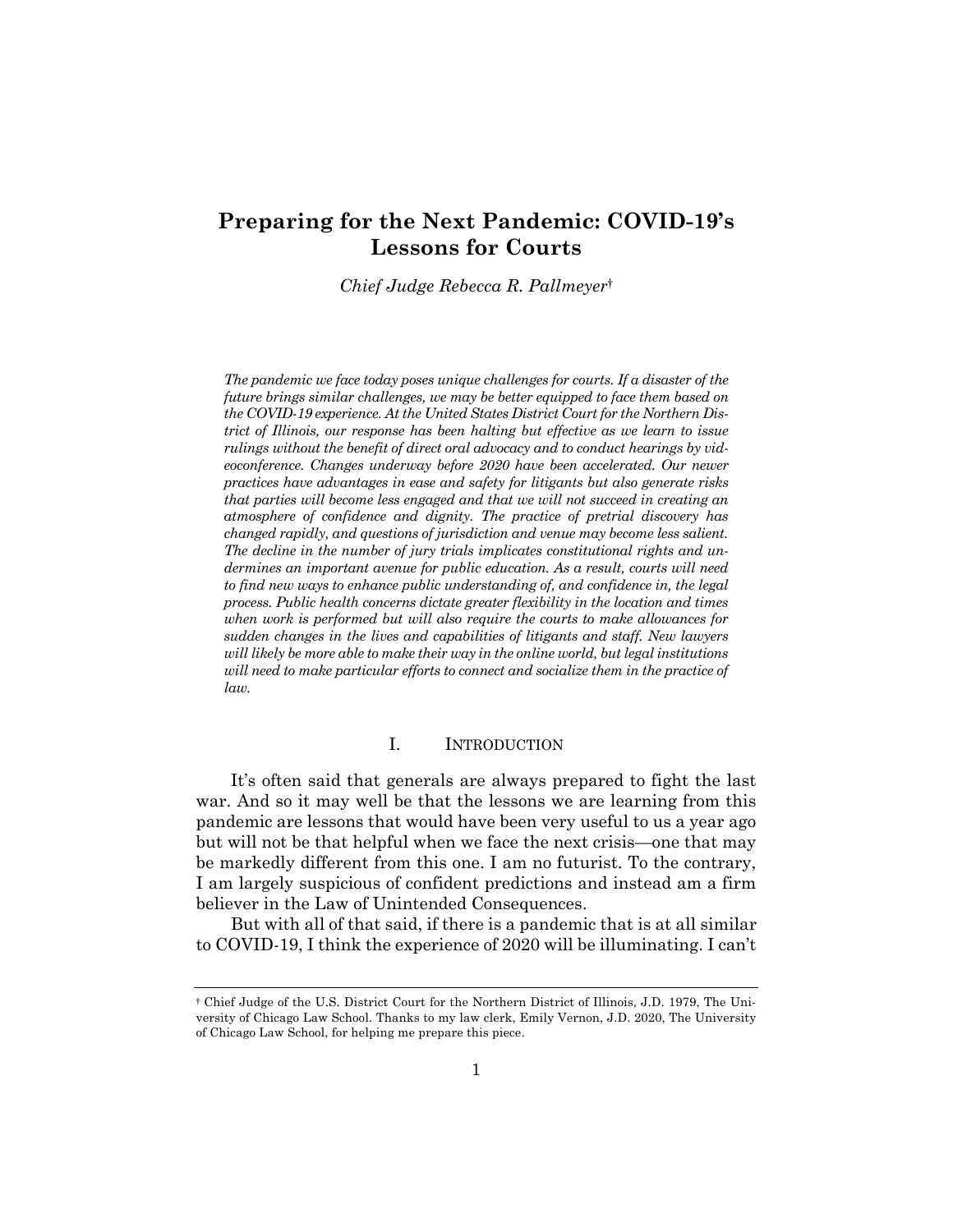# Preparing for the Next Pandemic: COVID-19's Lessons for Courts

*Chief Judge Rebecca R. Pallmeyer*†

*The pandemic we face today poses unique challenges for courts. If a disaster of the future brings similar challenges, we may be better equipped to face them based on the COVID-19 experience. At the United States District Court for the Northern District of Illinois, our response has been halting but effective as we learn to issue rulings without the benefit of direct oral advocacy and to conduct hearings by videoconference. Changes underway before 2020 have been accelerated. Our newer practices have advantages in ease and safety for litigants but also generate risks that parties will become less engaged and that we will not succeed in creating an atmosphere of confidence and dignity. The practice of pretrial discovery has changed rapidly, and questions of jurisdiction and venue may become less salient. The decline in the number of jury trials implicates constitutional rights and undermines an important avenue for public education. As a result, courts will need to find new ways to enhance public understanding of, and confidence in, the legal process. Public health concerns dictate greater flexibility in the location and times when work is performed but will also require the courts to make allowances for sudden changes in the lives and capabilities of litigants and staff. New lawyers will likely be more able to make their way in the online world, but legal institutions will need to make particular efforts to connect and socialize them in the practice of law.*

## I. Introduction

It's often said that generals are always prepared to fight the last war. And so it may well be that the lessons we are learning from this pandemic are lessons that would have been very useful to us a year ago but will not be that helpful when we face the next crisis—one that may be markedly different from this one. I am no futurist. To the contrary, I am largely suspicious of confident predictions and instead am a firm believer in the Law of Unintended Consequences.

But with all of that said, if there is a pandemic that is at all similar to COVID-19, I think the experience of 2020 will be illuminating. I can't

† Chief Judge of the U.S. District Court for the Northern District of Illinois, J.D. 1979, The University of Chicago Law School. Thanks to my law clerk, Emily Vernon, J.D. 2020, The University of Chicago Law School, for helping me prepare this piece.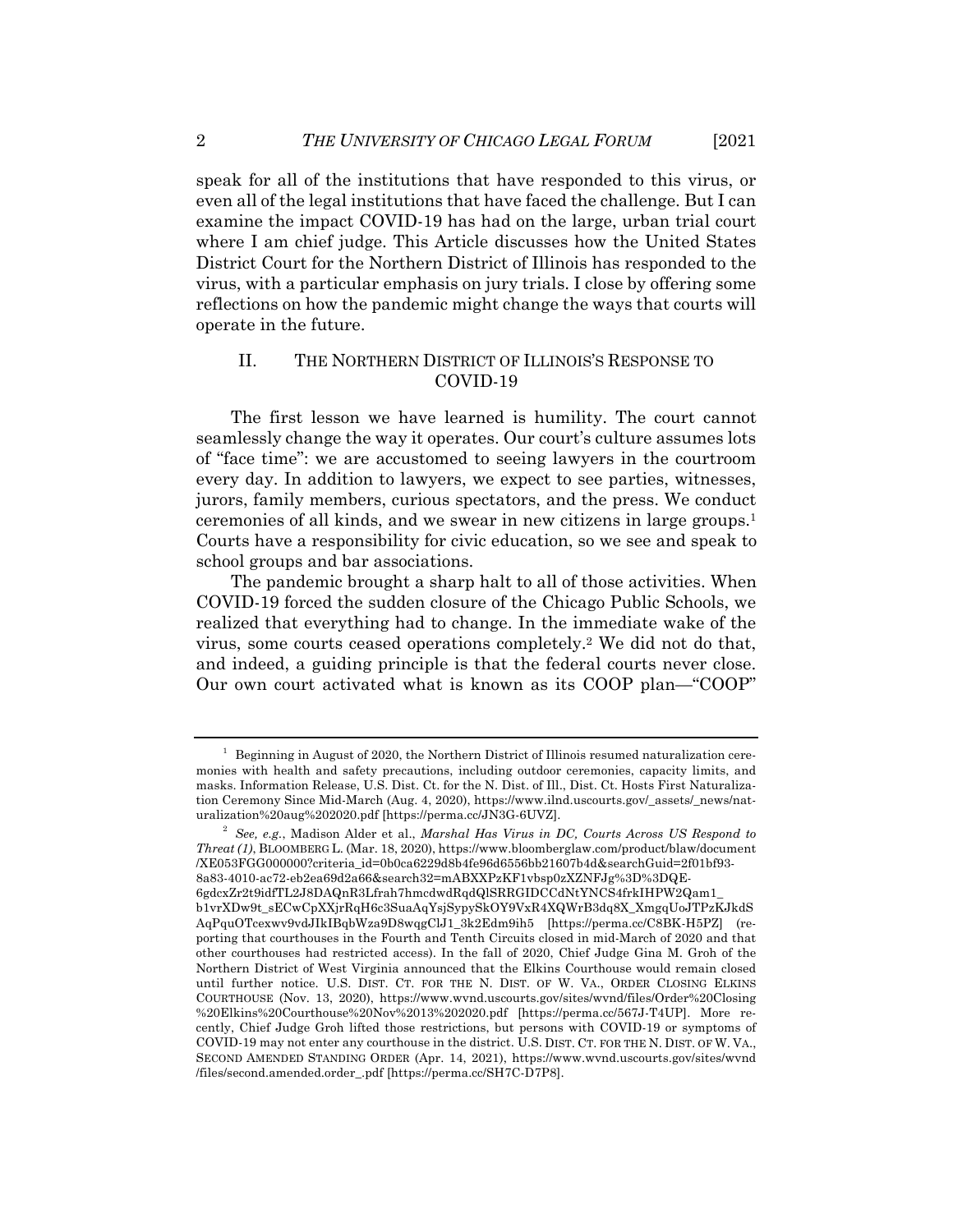speak for all of the institutions that have responded to this virus, or even all of the legal institutions that have faced the challenge. But I can examine the impact COVID-19 has had on the large, urban trial court where I am chief judge. This Article discusses how the United States District Court for the Northern District of Illinois has responded to the virus, with a particular emphasis on jury trials. I close by offering some reflections on how the pandemic might change the ways that courts will operate in the future.

## II. THE NORTHERN DISTRICT OF ILLINOIS'S RESPONSE TO COVID-19

The first lesson we have learned is humility. The court cannot seamlessly change the way it operates. Our court's culture assumes lots of "face time": we are accustomed to seeing lawyers in the courtroom every day. In addition to lawyers, we expect to see parties, witnesses, jurors, family members, curious spectators, and the press. We conduct ceremonies of all kinds, and we swear in new citizens in large groups.[1] Courts have a responsibility for civic education, so we see and speak to school groups and bar associations.

The pandemic brought a sharp halt to all of those activities. When COVID-19 forced the sudden closure of the Chicago Public Schools, we realized that everything had to change. In the immediate wake of the virus, some courts ceased operations completely.[2] We did not do that, and indeed, a guiding principle is that the federal courts never close. Our own court activated what is known as its COOP plan—"COOP"

---

[1] Beginning in August of 2020, the Northern District of Illinois resumed naturalization ceremonies with health and safety precautions, including outdoor ceremonies, capacity limits, and masks. Information Release, U.S. Dist. Ct. for the N. Dist. of Ill., Dist. Ct. Hosts First Naturalization Ceremony Since Mid-March (Aug. 4, 2020), https://www.ilnd.uscourts.gov/_assets/_news/naturalization%20aug%202020.pdf [https://perma.cc/JN3G-6UVZ].

[2] *See, e.g.*, Madison Alder et al., *Marshal Has Virus in DC, Courts Across US Respond to Threat (1)*, BLOOMBERG L. (Mar. 18, 2020), https://www.bloomberglaw.com/product/blaw/document/XE053FGG000000?criteria_id=0b0ca6229d8b4fe96d6556bb21607b4d&searchGuid=2f01bf93-8a83-4010-ac72-eb2ea69d2a66&search32=mABXXPzKF1vbsp0zXZNFJg%3D%3DQE-6gdcxZr2t9idfTL2J8DAQnR3Lfrah7hmcdwdRqdQlSRRGIDCCdNtYNCS4frkIHPW2Qam1_b1vrXDw9t_sECwCpXXjrRqH6c3SuaAqYsjSypySkOY9VxR4XQWrB3dq8X_XmgqUoJTPzKJkdSAqPquOTcexwv9vdJIkIBqbWza9D8wqgClJ1_3k2Edm9ih5 [https://perma.cc/C8BK-H5PZ] (reporting that courthouses in the Fourth and Tenth Circuits closed in mid-March of 2020 and that other courthouses had restricted access). In the fall of 2020, Chief Judge Gina M. Groh of the Northern District of West Virginia announced that the Elkins Courthouse would remain closed until further notice. U.S. DIST. CT. FOR THE N. DIST. OF W. VA., ORDER CLOSING ELKINS COURTHOUSE (Nov. 13, 2020), https://www.wvnd.uscourts.gov/sites/wvnd/files/Order%20Closing%20Elkins%20Courthouse%20Nov%2013%202020.pdf [https://perma.cc/567J-T4UP]. More recently, Chief Judge Groh lifted those restrictions, but persons with COVID-19 or symptoms of COVID-19 may not enter any courthouse in the district. U.S. DIST. CT. FOR THE N. DIST. OF W. VA., SECOND AMENDED STANDING ORDER (Apr. 14, 2021), https://www.wvnd.uscourts.gov/sites/wvnd/files/second.amended.order_.pdf [https://perma.cc/SH7C-D7P8].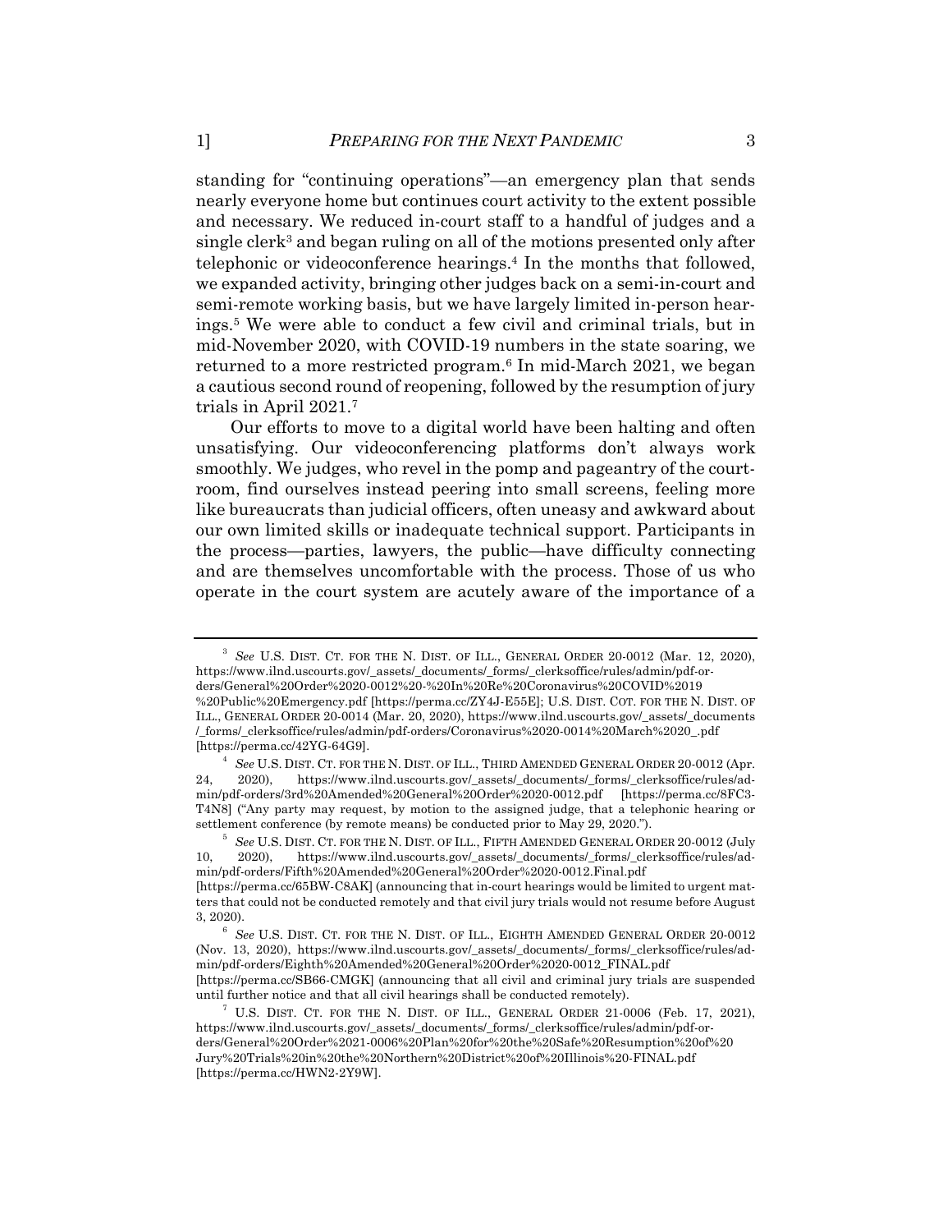standing for "continuing operations"—an emergency plan that sends nearly everyone home but continues court activity to the extent possible and necessary. We reduced in-court staff to a handful of judges and a single clerk[3] and began ruling on all of the motions presented only after telephonic or videoconference hearings.[4] In the months that followed, we expanded activity, bringing other judges back on a semi-in-court and semi-remote working basis, but we have largely limited in-person hearings.[5] We were able to conduct a few civil and criminal trials, but in mid-November 2020, with COVID-19 numbers in the state soaring, we returned to a more restricted program.[6] In mid-March 2021, we began a cautious second round of reopening, followed by the resumption of jury trials in April 2021.[7]

Our efforts to move to a digital world have been halting and often unsatisfying. Our videoconferencing platforms don't always work smoothly. We judges, who revel in the pomp and pageantry of the courtroom, find ourselves instead peering into small screens, feeling more like bureaucrats than judicial officers, often uneasy and awkward about our own limited skills or inadequate technical support. Participants in the process—parties, lawyers, the public—have difficulty connecting and are themselves uncomfortable with the process. Those of us who operate in the court system are acutely aware of the importance of a

---

[3] *See* U.S. DIST. CT. FOR THE N. DIST. OF ILL., GENERAL ORDER 20-0012 (Mar. 12, 2020), https://www.ilnd.uscourts.gov/_assets/_documents/_forms/_clerksoffice/rules/admin/pdf-orders/General%20Order%2020-0012%20-%20In%20Re%20Coronavirus%20COVID%2019%20Public%20Emergency.pdf [https://perma.cc/ZY4J-E55E]; U.S. DIST. COT. FOR THE N. DIST. OF ILL., GENERAL ORDER 20-0014 (Mar. 20, 2020), https://www.ilnd.uscourts.gov/_assets/_documents/_forms/_clerksoffice/rules/admin/pdf-orders/Coronavirus%2020-0014%20March%2020_.pdf [https://perma.cc/42YG-64G9].

[4] *See* U.S. DIST. CT. FOR THE N. DIST. OF ILL., THIRD AMENDED GENERAL ORDER 20-0012 (Apr. 24, 2020), https://www.ilnd.uscourts.gov/_assets/_documents/_forms/_clerksoffice/rules/admin/pdf-orders/3rd%20Amended%20General%20Order%2020-0012.pdf [https://perma.cc/8FC3-T4N8] ("Any party may request, by motion to the assigned judge, that a telephonic hearing or settlement conference (by remote means) be conducted prior to May 29, 2020.").

[5] *See* U.S. DIST. CT. FOR THE N. DIST. OF ILL., FIFTH AMENDED GENERAL ORDER 20-0012 (July 10, 2020), https://www.ilnd.uscourts.gov/_assets/_documents/_forms/_clerksoffice/rules/admin/pdf-orders/Fifth%20Amended%20General%20Order%2020-0012.Final.pdf [https://perma.cc/65BW-C8AK] (announcing that in-court hearings would be limited to urgent matters that could not be conducted remotely and that civil jury trials would not resume before August 3, 2020).

[6] *See* U.S. DIST. CT. FOR THE N. DIST. OF ILL., EIGHTH AMENDED GENERAL ORDER 20-0012 (Nov. 13, 2020), https://www.ilnd.uscourts.gov/_assets/_documents/_forms/_clerksoffice/rules/admin/pdf-orders/Eighth%20Amended%20General%20Order%2020-0012_FINAL.pdf [https://perma.cc/SB66-CMGK] (announcing that all civil and criminal jury trials are suspended until further notice and that all civil hearings shall be conducted remotely).

[7] U.S. DIST. CT. FOR THE N. DIST. OF ILL., GENERAL ORDER 21-0006 (Feb. 17, 2021), https://www.ilnd.uscourts.gov/_assets/_documents/_forms/_clerksoffice/rules/admin/pdf-orders/General%20Order%2021-0006%20Plan%20for%20the%20Safe%20Resumption%20of%20Jury%20Trials%20in%20the%20Northern%20District%20of%20Illinois%20-FINAL.pdf [https://perma.cc/HWN2-2Y9W].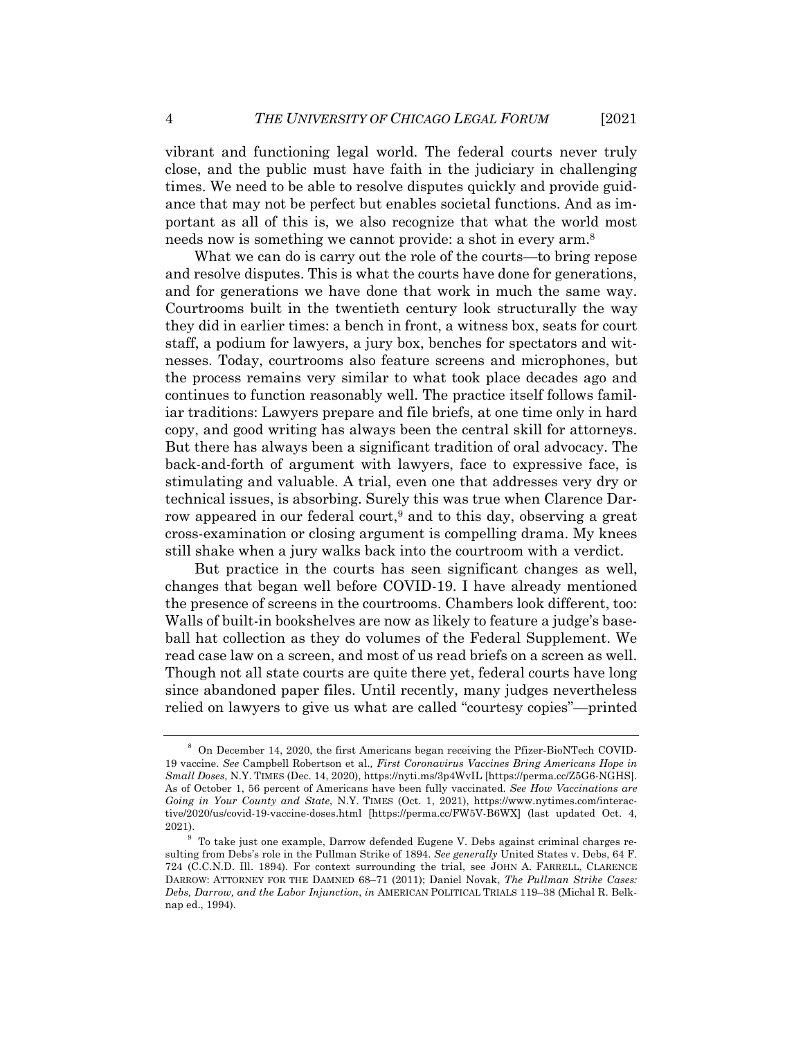vibrant and functioning legal world. The federal courts never truly close, and the public must have faith in the judiciary in challenging times. We need to be able to resolve disputes quickly and provide guidance that may not be perfect but enables societal functions. And as important as all of this is, we also recognize that what the world most needs now is something we cannot provide: a shot in every arm.[8]

What we can do is carry out the role of the courts—to bring repose and resolve disputes. This is what the courts have done for generations, and for generations we have done that work in much the same way. Courtrooms built in the twentieth century look structurally the way they did in earlier times: a bench in front, a witness box, seats for court staff, a podium for lawyers, a jury box, benches for spectators and witnesses. Today, courtrooms also feature screens and microphones, but the process remains very similar to what took place decades ago and continues to function reasonably well. The practice itself follows familiar traditions: Lawyers prepare and file briefs, at one time only in hard copy, and good writing has always been the central skill for attorneys. But there has always been a significant tradition of oral advocacy. The back-and-forth of argument with lawyers, face to expressive face, is stimulating and valuable. A trial, even one that addresses very dry or technical issues, is absorbing. Surely this was true when Clarence Darrow appeared in our federal court,[9] and to this day, observing a great cross-examination or closing argument is compelling drama. My knees still shake when a jury walks back into the courtroom with a verdict.

But practice in the courts has seen significant changes as well, changes that began well before COVID-19. I have already mentioned the presence of screens in the courtrooms. Chambers look different, too: Walls of built-in bookshelves are now as likely to feature a judge's baseball hat collection as they do volumes of the Federal Supplement. We read case law on a screen, and most of us read briefs on a screen as well. Though not all state courts are quite there yet, federal courts have long since abandoned paper files. Until recently, many judges nevertheless relied on lawyers to give us what are called "courtesy copies"—printed

---

[8] On December 14, 2020, the first Americans began receiving the Pfizer-BioNTech COVID-19 vaccine. *See* Campbell Robertson et al., *First Coronavirus Vaccines Bring Americans Hope in Small Doses*, N.Y. TIMES (Dec. 14, 2020), https://nyti.ms/3p4WvIL [https://perma.cc/Z5G6-NGHS]. As of October 1, 56 percent of Americans have been fully vaccinated. *See How Vaccinations are Going in Your County and State*, N.Y. TIMES (Oct. 1, 2021), https://www.nytimes.com/interactive/2020/us/covid-19-vaccine-doses.html [https://perma.cc/FW5V-B6WX] (last updated Oct. 4, 2021).

[9] To take just one example, Darrow defended Eugene V. Debs against criminal charges resulting from Debs's role in the Pullman Strike of 1894. *See generally* United States v. Debs, 64 F. 724 (C.C.N.D. Ill. 1894). For context surrounding the trial, see JOHN A. FARRELL, CLARENCE DARROW: ATTORNEY FOR THE DAMNED 68–71 (2011); Daniel Novak, *The Pullman Strike Cases: Debs, Darrow, and the Labor Injunction*, *in* AMERICAN POLITICAL TRIALS 119–38 (Michal R. Belknap ed., 1994).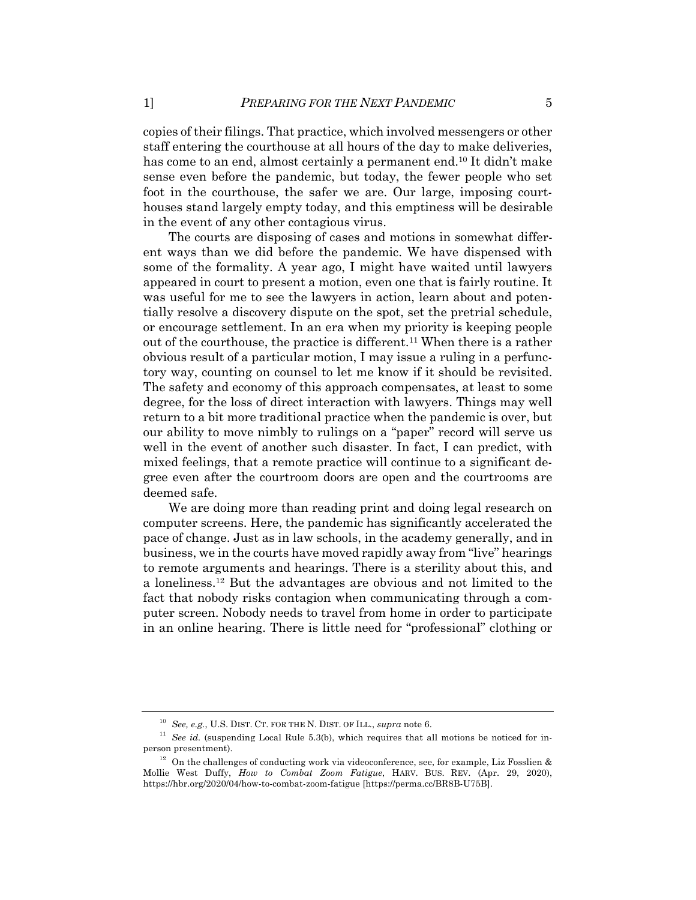copies of their filings. That practice, which involved messengers or other staff entering the courthouse at all hours of the day to make deliveries, has come to an end, almost certainly a permanent end.[10] It didn't make sense even before the pandemic, but today, the fewer people who set foot in the courthouse, the safer we are. Our large, imposing courthouses stand largely empty today, and this emptiness will be desirable in the event of any other contagious virus.

The courts are disposing of cases and motions in somewhat different ways than we did before the pandemic. We have dispensed with some of the formality. A year ago, I might have waited until lawyers appeared in court to present a motion, even one that is fairly routine. It was useful for me to see the lawyers in action, learn about and potentially resolve a discovery dispute on the spot, set the pretrial schedule, or encourage settlement. In an era when my priority is keeping people out of the courthouse, the practice is different.[11] When there is a rather obvious result of a particular motion, I may issue a ruling in a perfunctory way, counting on counsel to let me know if it should be revisited. The safety and economy of this approach compensates, at least to some degree, for the loss of direct interaction with lawyers. Things may well return to a bit more traditional practice when the pandemic is over, but our ability to move nimbly to rulings on a "paper" record will serve us well in the event of another such disaster. In fact, I can predict, with mixed feelings, that a remote practice will continue to a significant degree even after the courtroom doors are open and the courtrooms are deemed safe.

We are doing more than reading print and doing legal research on computer screens. Here, the pandemic has significantly accelerated the pace of change. Just as in law schools, in the academy generally, and in business, we in the courts have moved rapidly away from "live" hearings to remote arguments and hearings. There is a sterility about this, and a loneliness.[12] But the advantages are obvious and not limited to the fact that nobody risks contagion when communicating through a computer screen. Nobody needs to travel from home in order to participate in an online hearing. There is little need for "professional" clothing or

---

[10] *See, e.g.*, U.S. DIST. CT. FOR THE N. DIST. OF ILL., *supra* note 6.

[11] *See id.* (suspending Local Rule 5.3(b), which requires that all motions be noticed for in-person presentment).

[12] On the challenges of conducting work via videoconference, see, for example, Liz Fosslien & Mollie West Duffy, *How to Combat Zoom Fatigue*, HARV. BUS. REV. (Apr. 29, 2020), https://hbr.org/2020/04/how-to-combat-zoom-fatigue [https://perma.cc/BR8B-U75B].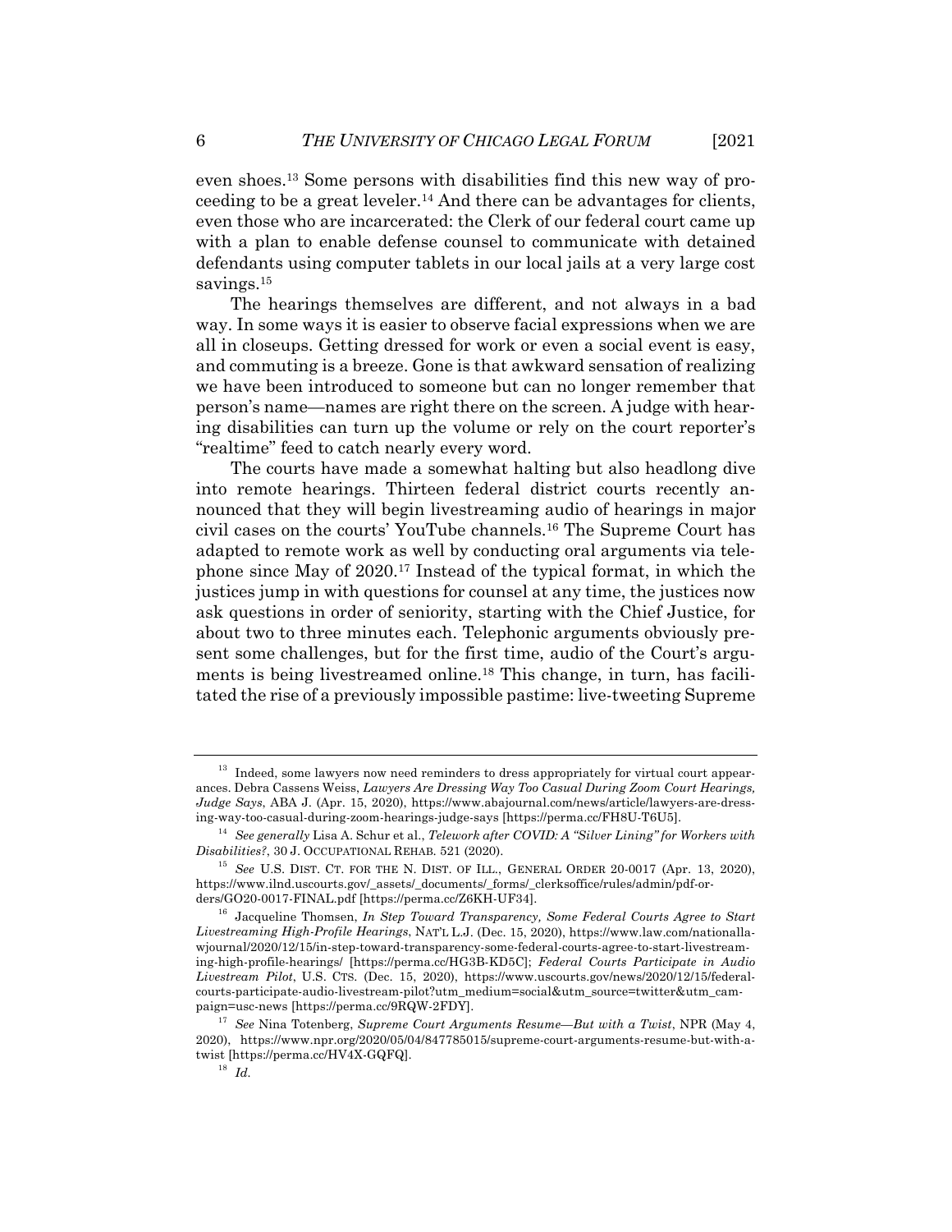even shoes.[13] Some persons with disabilities find this new way of proceeding to be a great leveler.[14] And there can be advantages for clients, even those who are incarcerated: the Clerk of our federal court came up with a plan to enable defense counsel to communicate with detained defendants using computer tablets in our local jails at a very large cost savings.[15]

The hearings themselves are different, and not always in a bad way. In some ways it is easier to observe facial expressions when we are all in closeups. Getting dressed for work or even a social event is easy, and commuting is a breeze. Gone is that awkward sensation of realizing we have been introduced to someone but can no longer remember that person's name—names are right there on the screen. A judge with hearing disabilities can turn up the volume or rely on the court reporter's "realtime" feed to catch nearly every word.

The courts have made a somewhat halting but also headlong dive into remote hearings. Thirteen federal district courts recently announced that they will begin livestreaming audio of hearings in major civil cases on the courts' YouTube channels.[16] The Supreme Court has adapted to remote work as well by conducting oral arguments via telephone since May of 2020.[17] Instead of the typical format, in which the justices jump in with questions for counsel at any time, the justices now ask questions in order of seniority, starting with the Chief Justice, for about two to three minutes each. Telephonic arguments obviously present some challenges, but for the first time, audio of the Court's arguments is being livestreamed online.[18] This change, in turn, has facilitated the rise of a previously impossible pastime: live-tweeting Supreme

---

[13] Indeed, some lawyers now need reminders to dress appropriately for virtual court appearances. Debra Cassens Weiss, *Lawyers Are Dressing Way Too Casual During Zoom Court Hearings, Judge Says*, ABA J. (Apr. 15, 2020), https://www.abajournal.com/news/article/lawyers-are-dressing-way-too-casual-during-zoom-hearings-judge-says [https://perma.cc/FH8U-T6U5].

[14] *See generally* Lisa A. Schur et al., *Telework after COVID: A "Silver Lining" for Workers with Disabilities?*, 30 J. OCCUPATIONAL REHAB. 521 (2020).

[15] *See* U.S. DIST. CT. FOR THE N. DIST. OF ILL., GENERAL ORDER 20-0017 (Apr. 13, 2020), https://www.ilnd.uscourts.gov/_assets/_documents/_forms/_clerksoffice/rules/admin/pdf-orders/GO20-0017-FINAL.pdf [https://perma.cc/Z6KH-UF34].

[16] Jacqueline Thomsen, *In Step Toward Transparency, Some Federal Courts Agree to Start Livestreaming High-Profile Hearings*, NAT'L L.J. (Dec. 15, 2020), https://www.law.com/nationallawjournal/2020/12/15/in-step-toward-transparency-some-federal-courts-agree-to-start-livestreaming-high-profile-hearings/ [https://perma.cc/HG3B-KD5C]; *Federal Courts Participate in Audio Livestream Pilot*, U.S. CTS. (Dec. 15, 2020), https://www.uscourts.gov/news/2020/12/15/federal-courts-participate-audio-livestream-pilot?utm_medium=social&utm_source=twitter&utm_campaign=usc-news [https://perma.cc/9RQW-2FDY].

[17] *See* Nina Totenberg, *Supreme Court Arguments Resume—But with a Twist*, NPR (May 4, 2020), https://www.npr.org/2020/05/04/847785015/supreme-court-arguments-resume-but-with-a-twist [https://perma.cc/HV4X-GQFQ].

[18] *Id.*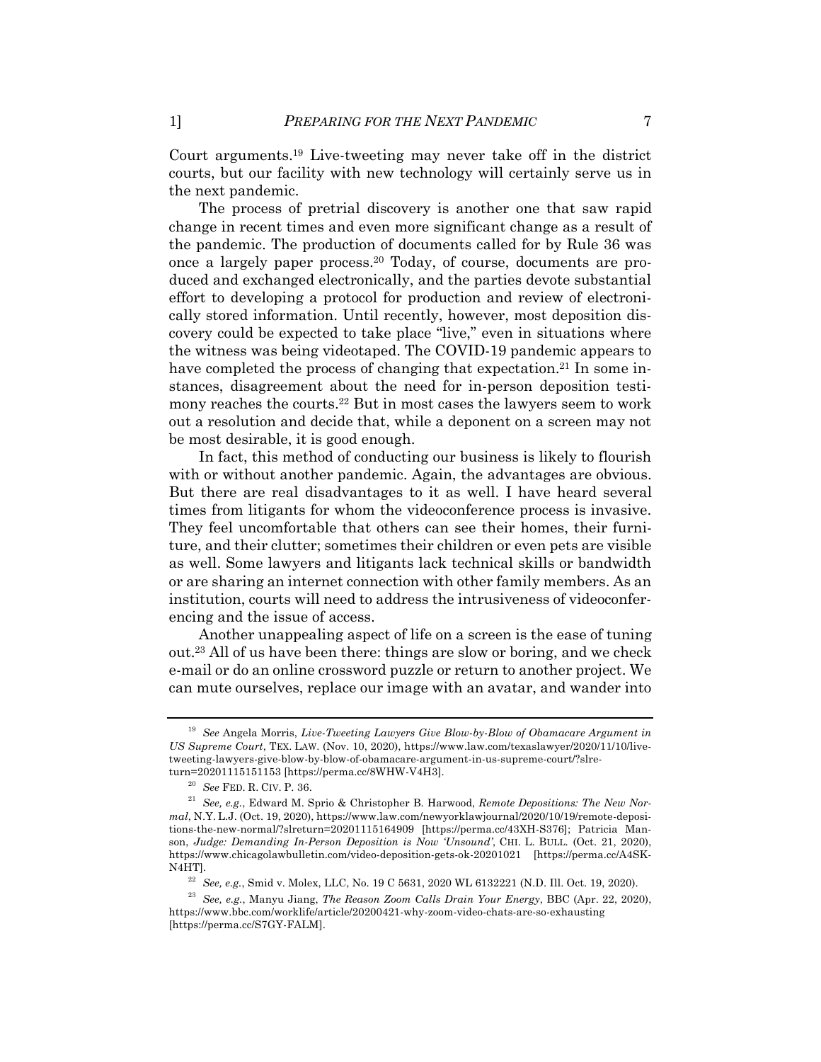Court arguments.[19] Live-tweeting may never take off in the district courts, but our facility with new technology will certainly serve us in the next pandemic.

The process of pretrial discovery is another one that saw rapid change in recent times and even more significant change as a result of the pandemic. The production of documents called for by Rule 36 was once a largely paper process.[20] Today, of course, documents are produced and exchanged electronically, and the parties devote substantial effort to developing a protocol for production and review of electronically stored information. Until recently, however, most deposition discovery could be expected to take place "live," even in situations where the witness was being videotaped. The COVID-19 pandemic appears to have completed the process of changing that expectation.[21] In some instances, disagreement about the need for in-person deposition testimony reaches the courts.[22] But in most cases the lawyers seem to work out a resolution and decide that, while a deponent on a screen may not be most desirable, it is good enough.

In fact, this method of conducting our business is likely to flourish with or without another pandemic. Again, the advantages are obvious. But there are real disadvantages to it as well. I have heard several times from litigants for whom the videoconference process is invasive. They feel uncomfortable that others can see their homes, their furniture, and their clutter; sometimes their children or even pets are visible as well. Some lawyers and litigants lack technical skills or bandwidth or are sharing an internet connection with other family members. As an institution, courts will need to address the intrusiveness of videoconferencing and the issue of access.

Another unappealing aspect of life on a screen is the ease of tuning out.[23] All of us have been there: things are slow or boring, and we check e-mail or do an online crossword puzzle or return to another project. We can mute ourselves, replace our image with an avatar, and wander into

---

[19] *See* Angela Morris, *Live-Tweeting Lawyers Give Blow-by-Blow of Obamacare Argument in US Supreme Court*, TEX. LAW. (Nov. 10, 2020), https://www.law.com/texaslawyer/2020/11/10/live-tweeting-lawyers-give-blow-by-blow-of-obamacare-argument-in-us-supreme-court/?slreturn=20201115151153 [https://perma.cc/8WHW-V4H3].

[20] *See* FED. R. CIV. P. 36.

[21] *See, e.g.*, Edward M. Sprio & Christopher B. Harwood, *Remote Depositions: The New Normal*, N.Y. L.J. (Oct. 19, 2020), https://www.law.com/newyorklawjournal/2020/10/19/remote-depositions-the-new-normal/?slreturn=20201115164909 [https://perma.cc/43XH-S376]; Patricia Manson, *Judge: Demanding In-Person Deposition is Now 'Unsound'*, CHI. L. BULL. (Oct. 21, 2020), https://www.chicagolawbulletin.com/video-deposition-gets-ok-20201021 [https://perma.cc/A4SK-N4HT].

[22] *See, e.g.*, Smid v. Molex, LLC, No. 19 C 5631, 2020 WL 6132221 (N.D. Ill. Oct. 19, 2020).

[23] *See, e.g.*, Manyu Jiang, *The Reason Zoom Calls Drain Your Energy*, BBC (Apr. 22, 2020), https://www.bbc.com/worklife/article/20200421-why-zoom-video-chats-are-so-exhausting [https://perma.cc/S7GY-FALM].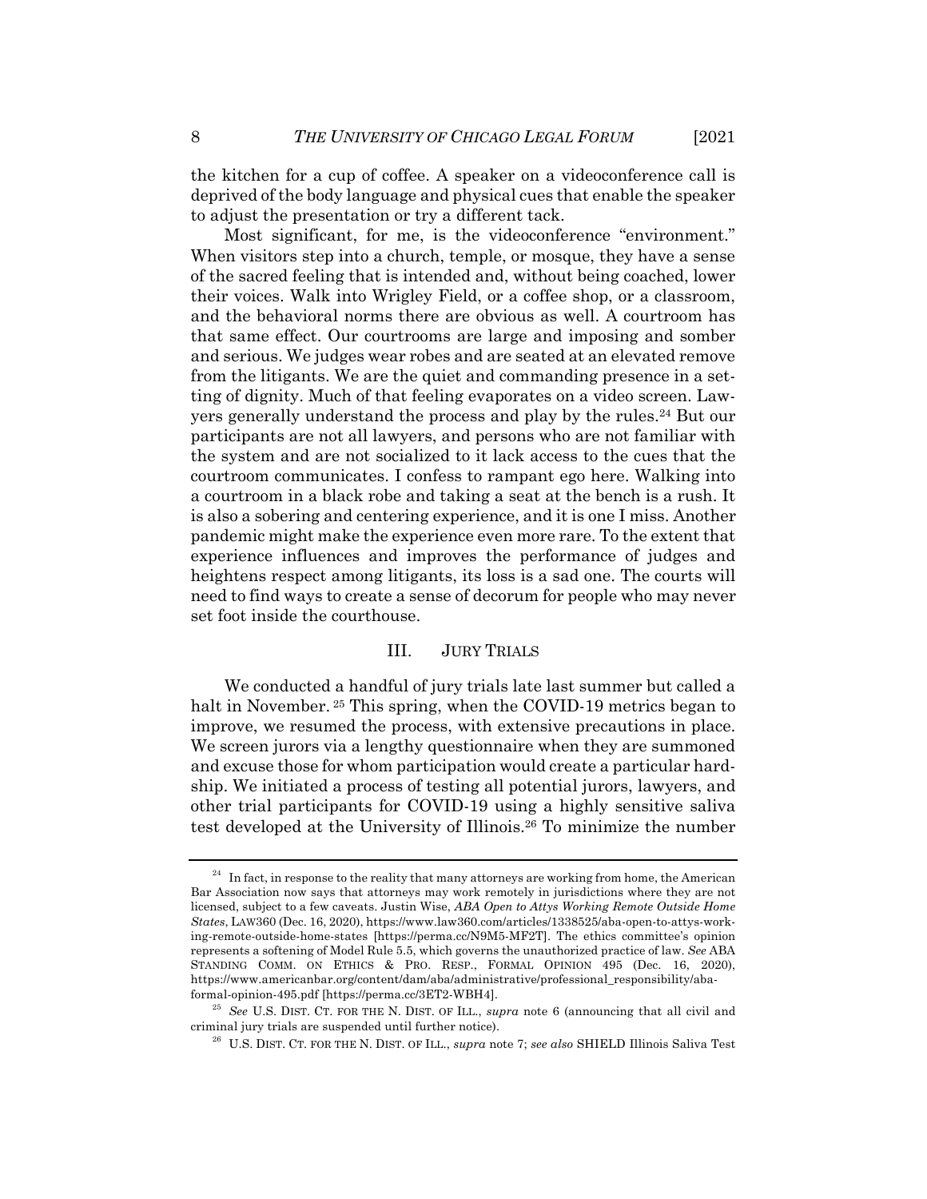the kitchen for a cup of coffee. A speaker on a videoconference call is deprived of the body language and physical cues that enable the speaker to adjust the presentation or try a different tack.

Most significant, for me, is the videoconference "environment." When visitors step into a church, temple, or mosque, they have a sense of the sacred feeling that is intended and, without being coached, lower their voices. Walk into Wrigley Field, or a coffee shop, or a classroom, and the behavioral norms there are obvious as well. A courtroom has that same effect. Our courtrooms are large and imposing and somber and serious. We judges wear robes and are seated at an elevated remove from the litigants. We are the quiet and commanding presence in a setting of dignity. Much of that feeling evaporates on a video screen. Lawyers generally understand the process and play by the rules.[24] But our participants are not all lawyers, and persons who are not familiar with the system and are not socialized to it lack access to the cues that the courtroom communicates. I confess to rampant ego here. Walking into a courtroom in a black robe and taking a seat at the bench is a rush. It is also a sobering and centering experience, and it is one I miss. Another pandemic might make the experience even more rare. To the extent that experience influences and improves the performance of judges and heightens respect among litigants, its loss is a sad one. The courts will need to find ways to create a sense of decorum for people who may never set foot inside the courthouse.

## III. JURY TRIALS

We conducted a handful of jury trials late last summer but called a halt in November.[25] This spring, when the COVID-19 metrics began to improve, we resumed the process, with extensive precautions in place. We screen jurors via a lengthy questionnaire when they are summoned and excuse those for whom participation would create a particular hardship. We initiated a process of testing all potential jurors, lawyers, and other trial participants for COVID-19 using a highly sensitive saliva test developed at the University of Illinois.[26] To minimize the number

---

[24] In fact, in response to the reality that many attorneys are working from home, the American Bar Association now says that attorneys may work remotely in jurisdictions where they are not licensed, subject to a few caveats. Justin Wise, *ABA Open to Attys Working Remote Outside Home States*, LAW360 (Dec. 16, 2020), https://www.law360.com/articles/1338525/aba-open-to-attys-working-remote-outside-home-states [https://perma.cc/N9M5-MF2T]. The ethics committee's opinion represents a softening of Model Rule 5.5, which governs the unauthorized practice of law. *See* ABA STANDING COMM. ON ETHICS & PRO. RESP., FORMAL OPINION 495 (Dec. 16, 2020), https://www.americanbar.org/content/dam/aba/administrative/professional_responsibility/aba-formal-opinion-495.pdf [https://perma.cc/3ET2-WBH4].

[25] *See* U.S. DIST. CT. FOR THE N. DIST. OF ILL., *supra* note 6 (announcing that all civil and criminal jury trials are suspended until further notice).

[26] U.S. DIST. CT. FOR THE N. DIST. OF ILL., *supra* note 7; *see also* SHIELD Illinois Saliva Test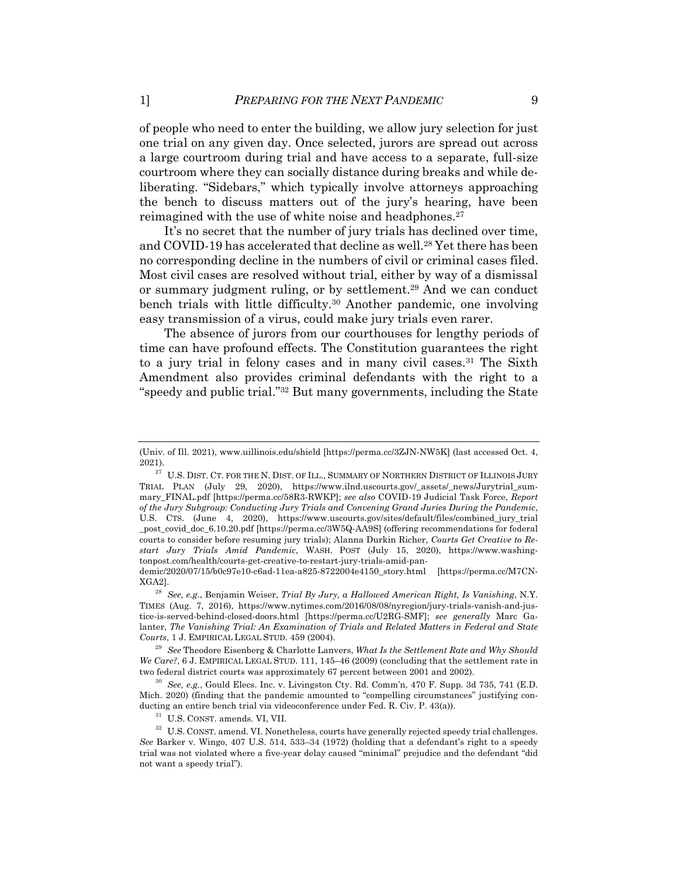of people who need to enter the building, we allow jury selection for just one trial on any given day. Once selected, jurors are spread out across a large courtroom during trial and have access to a separate, full-size courtroom where they can socially distance during breaks and while deliberating. "Sidebars," which typically involve attorneys approaching the bench to discuss matters out of the jury's hearing, have been reimagined with the use of white noise and headphones.[27]

It's no secret that the number of jury trials has declined over time, and COVID-19 has accelerated that decline as well.[28] Yet there has been no corresponding decline in the numbers of civil or criminal cases filed. Most civil cases are resolved without trial, either by way of a dismissal or summary judgment ruling, or by settlement.[29] And we can conduct bench trials with little difficulty.[30] Another pandemic, one involving easy transmission of a virus, could make jury trials even rarer.

The absence of jurors from our courthouses for lengthy periods of time can have profound effects. The Constitution guarantees the right to a jury trial in felony cases and in many civil cases.[31] The Sixth Amendment also provides criminal defendants with the right to a "speedy and public trial."[32] But many governments, including the State

---

(Univ. of Ill. 2021), www.uillinois.edu/shield [https://perma.cc/3ZJN-NW5K] (last accessed Oct. 4, 2021).

[27] U.S. DIST. CT. FOR THE N. DIST. OF ILL., SUMMARY OF NORTHERN DISTRICT OF ILLINOIS JURY TRIAL PLAN (July 29, 2020), https://www.ilnd.uscourts.gov/_assets/_news/Jurytrial_summary_FINAL.pdf [https://perma.cc/58R3-RWKP]; *see also* COVID-19 Judicial Task Force, *Report of the Jury Subgroup: Conducting Jury Trials and Convening Grand Juries During the Pandemic*, U.S. CTS. (June 4, 2020), https://www.uscourts.gov/sites/default/files/combined_jury_trial_post_covid_doc_6.10.20.pdf [https://perma.cc/3W5Q-AA9S] (offering recommendations for federal courts to consider before resuming jury trials); Alanna Durkin Richer, *Courts Get Creative to Restart Jury Trials Amid Pandemic*, WASH. POST (July 15, 2020), https://www.washingtonpost.com/health/courts-get-creative-to-restart-jury-trials-amid-pandemic/2020/07/15/b0c97e10-c6ad-11ea-a825-8722004e4150_story.html [https://perma.cc/M7CN-XGA2].

[28] *See, e.g.*, Benjamin Weiser, *Trial By Jury, a Hallowed American Right, Is Vanishing*, N.Y. TIMES (Aug. 7, 2016), https://www.nytimes.com/2016/08/08/nyregion/jury-trials-vanish-and-justice-is-served-behind-closed-doors.html [https://perma.cc/U2RG-SMF]; *see generally* Marc Galanter, *The Vanishing Trial: An Examination of Trials and Related Matters in Federal and State Courts*, 1 J. EMPIRICAL LEGAL STUD. 459 (2004).

[29] *See* Theodore Eisenberg & Charlotte Lanvers, *What Is the Settlement Rate and Why Should We Care?*, 6 J. EMPIRICAL LEGAL STUD. 111, 145–46 (2009) (concluding that the settlement rate in two federal district courts was approximately 67 percent between 2001 and 2002).

[30] *See, e.g.*, Gould Elecs. Inc. v. Livingston Cty. Rd. Comm'n, 470 F. Supp. 3d 735, 741 (E.D. Mich. 2020) (finding that the pandemic amounted to "compelling circumstances" justifying conducting an entire bench trial via videoconference under Fed. R. Civ. P. 43(a)).

[31] U.S. CONST. amends. VI, VII.

[32] U.S. CONST. amend. VI. Nonetheless, courts have generally rejected speedy trial challenges. *See* Barker v. Wingo, 407 U.S. 514, 533–34 (1972) (holding that a defendant's right to a speedy trial was not violated where a five-year delay caused "minimal" prejudice and the defendant "did not want a speedy trial").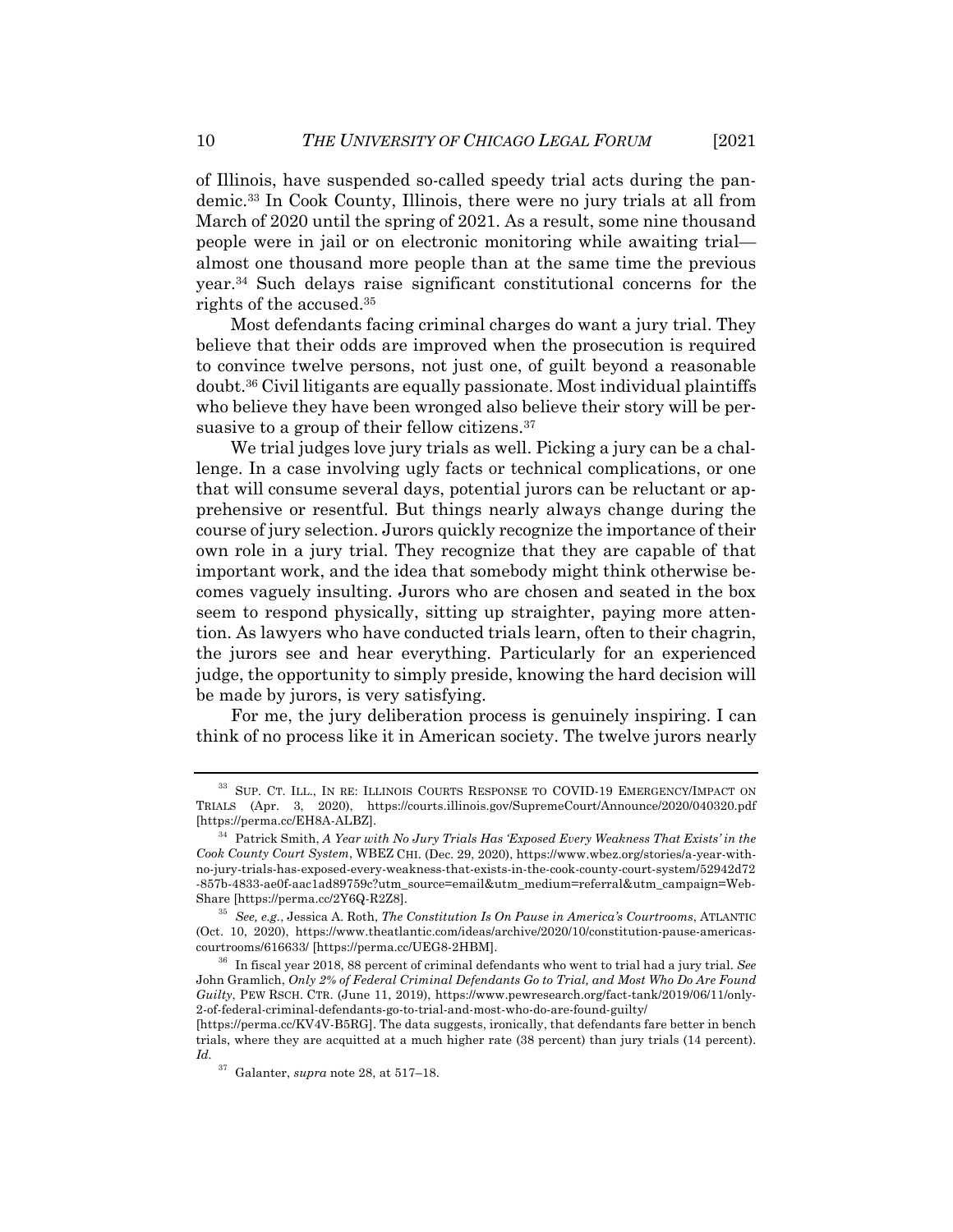of Illinois, have suspended so-called speedy trial acts during the pandemic.[33] In Cook County, Illinois, there were no jury trials at all from March of 2020 until the spring of 2021. As a result, some nine thousand people were in jail or on electronic monitoring while awaiting trial—almost one thousand more people than at the same time the previous year.[34] Such delays raise significant constitutional concerns for the rights of the accused.[35]

Most defendants facing criminal charges do want a jury trial. They believe that their odds are improved when the prosecution is required to convince twelve persons, not just one, of guilt beyond a reasonable doubt.[36] Civil litigants are equally passionate. Most individual plaintiffs who believe they have been wronged also believe their story will be persuasive to a group of their fellow citizens.[37]

We trial judges love jury trials as well. Picking a jury can be a challenge. In a case involving ugly facts or technical complications, or one that will consume several days, potential jurors can be reluctant or apprehensive or resentful. But things nearly always change during the course of jury selection. Jurors quickly recognize the importance of their own role in a jury trial. They recognize that they are capable of that important work, and the idea that somebody might think otherwise becomes vaguely insulting. Jurors who are chosen and seated in the box seem to respond physically, sitting up straighter, paying more attention. As lawyers who have conducted trials learn, often to their chagrin, the jurors see and hear everything. Particularly for an experienced judge, the opportunity to simply preside, knowing the hard decision will be made by jurors, is very satisfying.

For me, the jury deliberation process is genuinely inspiring. I can think of no process like it in American society. The twelve jurors nearly

---

[33] SUP. CT. ILL., IN RE: ILLINOIS COURTS RESPONSE TO COVID-19 EMERGENCY/IMPACT ON TRIALS (Apr. 3, 2020), https://courts.illinois.gov/SupremeCourt/Announce/2020/040320.pdf [https://perma.cc/EH8A-ALBZ].

[34] Patrick Smith, *A Year with No Jury Trials Has 'Exposed Every Weakness That Exists' in the Cook County Court System*, WBEZ CHI. (Dec. 29, 2020), https://www.wbez.org/stories/a-year-with-no-jury-trials-has-exposed-every-weakness-that-exists-in-the-cook-county-court-system/52942d72-857b-4833-ae0f-aac1ad89759c?utm_source=email&utm_medium=referral&utm_campaign=Web-Share [https://perma.cc/2Y6Q-R2Z8].

[35] *See, e.g.*, Jessica A. Roth, *The Constitution Is On Pause in America's Courtrooms*, ATLANTIC (Oct. 10, 2020), https://www.theatlantic.com/ideas/archive/2020/10/constitution-pause-americas-courtrooms/616633/ [https://perma.cc/UEG8-2HBM].

[36] In fiscal year 2018, 88 percent of criminal defendants who went to trial had a jury trial. *See* John Gramlich, *Only 2% of Federal Criminal Defendants Go to Trial, and Most Who Do Are Found Guilty*, PEW RSCH. CTR. (June 11, 2019), https://www.pewresearch.org/fact-tank/2019/06/11/only-2-of-federal-criminal-defendants-go-to-trial-and-most-who-do-are-found-guilty/ [https://perma.cc/KV4V-B5RG]. The data suggests, ironically, that defendants fare better in bench trials, where they are acquitted at a much higher rate (38 percent) than jury trials (14 percent). *Id.*

[37] Galanter, *supra* note 28, at 517–18.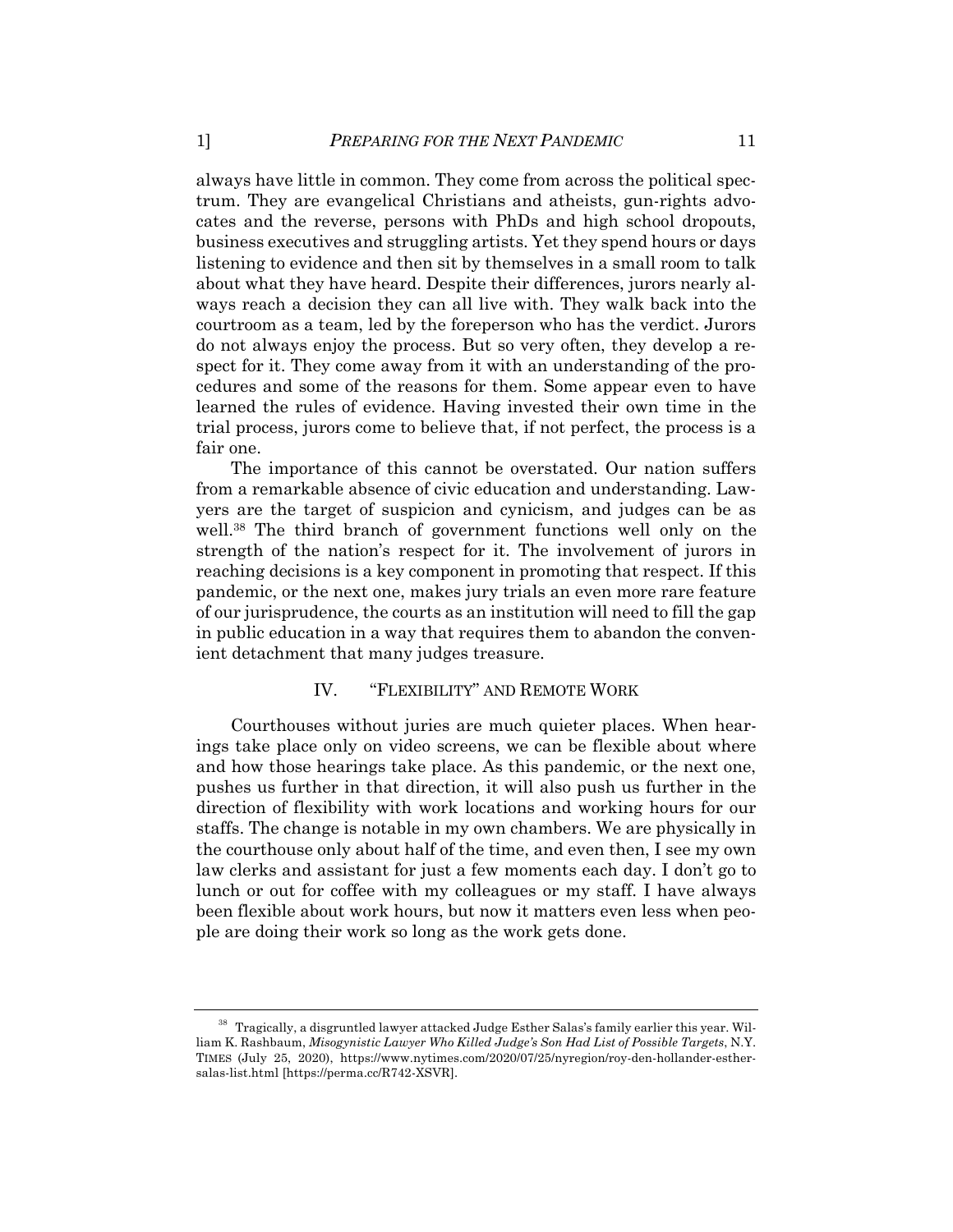always have little in common. They come from across the political spectrum. They are evangelical Christians and atheists, gun-rights advocates and the reverse, persons with PhDs and high school dropouts, business executives and struggling artists. Yet they spend hours or days listening to evidence and then sit by themselves in a small room to talk about what they have heard. Despite their differences, jurors nearly always reach a decision they can all live with. They walk back into the courtroom as a team, led by the foreperson who has the verdict. Jurors do not always enjoy the process. But so very often, they develop a respect for it. They come away from it with an understanding of the procedures and some of the reasons for them. Some appear even to have learned the rules of evidence. Having invested their own time in the trial process, jurors come to believe that, if not perfect, the process is a fair one.

The importance of this cannot be overstated. Our nation suffers from a remarkable absence of civic education and understanding. Lawyers are the target of suspicion and cynicism, and judges can be as well.[38] The third branch of government functions well only on the strength of the nation's respect for it. The involvement of jurors in reaching decisions is a key component in promoting that respect. If this pandemic, or the next one, makes jury trials an even more rare feature of our jurisprudence, the courts as an institution will need to fill the gap in public education in a way that requires them to abandon the convenient detachment that many judges treasure.

## IV. "FLEXIBILITY" AND REMOTE WORK

Courthouses without juries are much quieter places. When hearings take place only on video screens, we can be flexible about where and how those hearings take place. As this pandemic, or the next one, pushes us further in that direction, it will also push us further in the direction of flexibility with work locations and working hours for our staffs. The change is notable in my own chambers. We are physically in the courthouse only about half of the time, and even then, I see my own law clerks and assistant for just a few moments each day. I don't go to lunch or out for coffee with my colleagues or my staff. I have always been flexible about work hours, but now it matters even less when people are doing their work so long as the work gets done.

---

[38] Tragically, a disgruntled lawyer attacked Judge Esther Salas's family earlier this year. William K. Rashbaum, *Misogynistic Lawyer Who Killed Judge's Son Had List of Possible Targets*, N.Y. TIMES (July 25, 2020), https://www.nytimes.com/2020/07/25/nyregion/roy-den-hollander-esther-salas-list.html [https://perma.cc/R742-XSVR].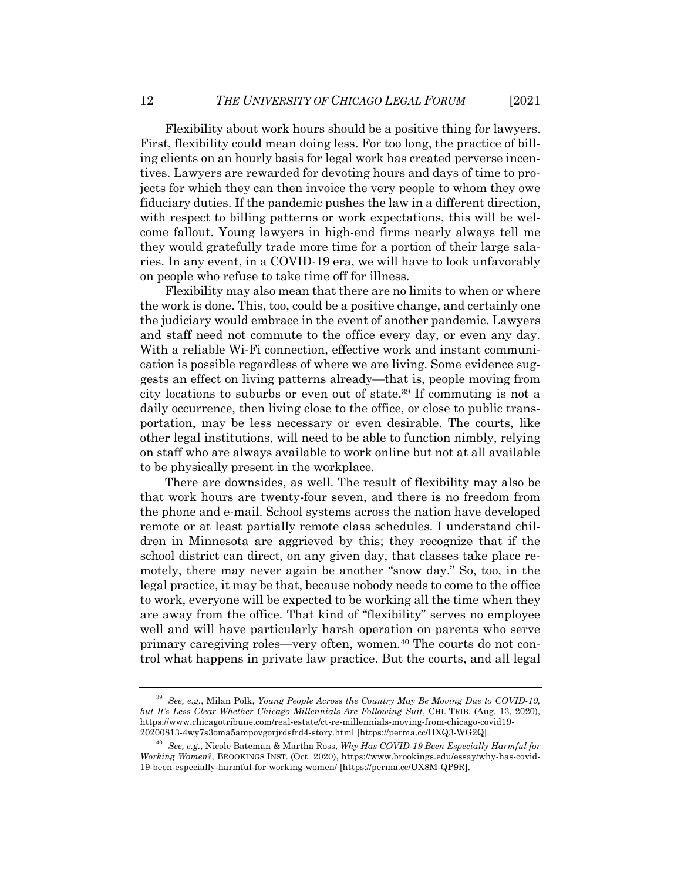Flexibility about work hours should be a positive thing for lawyers. First, flexibility could mean doing less. For too long, the practice of billing clients on an hourly basis for legal work has created perverse incentives. Lawyers are rewarded for devoting hours and days of time to projects for which they can then invoice the very people to whom they owe fiduciary duties. If the pandemic pushes the law in a different direction, with respect to billing patterns or work expectations, this will be welcome fallout. Young lawyers in high-end firms nearly always tell me they would gratefully trade more time for a portion of their large salaries. In any event, in a COVID-19 era, we will have to look unfavorably on people who refuse to take time off for illness.

Flexibility may also mean that there are no limits to when or where the work is done. This, too, could be a positive change, and certainly one the judiciary would embrace in the event of another pandemic. Lawyers and staff need not commute to the office every day, or even any day. With a reliable Wi-Fi connection, effective work and instant communication is possible regardless of where we are living. Some evidence suggests an effect on living patterns already—that is, people moving from city locations to suburbs or even out of state.[39] If commuting is not a daily occurrence, then living close to the office, or close to public transportation, may be less necessary or even desirable. The courts, like other legal institutions, will need to be able to function nimbly, relying on staff who are always available to work online but not at all available to be physically present in the workplace.

There are downsides, as well. The result of flexibility may also be that work hours are twenty-four seven, and there is no freedom from the phone and e-mail. School systems across the nation have developed remote or at least partially remote class schedules. I understand children in Minnesota are aggrieved by this; they recognize that if the school district can direct, on any given day, that classes take place remotely, there may never again be another "snow day." So, too, in the legal practice, it may be that, because nobody needs to come to the office to work, everyone will be expected to be working all the time when they are away from the office. That kind of "flexibility" serves no employee well and will have particularly harsh operation on parents who serve primary caregiving roles—very often, women.[40] The courts do not control what happens in private law practice. But the courts, and all legal

---

[39] *See, e.g.*, Milan Polk, *Young People Across the Country May Be Moving Due to COVID-19, but It's Less Clear Whether Chicago Millennials Are Following Suit*, CHI. TRIB. (Aug. 13, 2020), https://www.chicagotribune.com/real-estate/ct-re-millennials-moving-from-chicago-covid19-20200813-4wy7s3oma5ampovgorjrdsfrd4-story.html [https://perma.cc/HXQ3-WG2Q].

[40] *See, e.g.*, Nicole Bateman & Martha Ross, *Why Has COVID-19 Been Especially Harmful for Working Women?*, BROOKINGS INST. (Oct. 2020), https://www.brookings.edu/essay/why-has-covid-19-been-especially-harmful-for-working-women/ [https://perma.cc/UX8M-QP9R].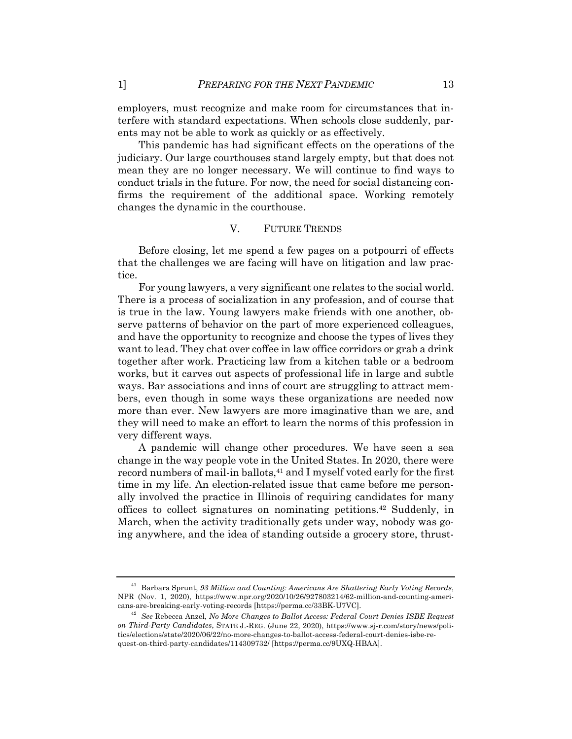employers, must recognize and make room for circumstances that interfere with standard expectations. When schools close suddenly, parents may not be able to work as quickly or as effectively.

This pandemic has had significant effects on the operations of the judiciary. Our large courthouses stand largely empty, but that does not mean they are no longer necessary. We will continue to find ways to conduct trials in the future. For now, the need for social distancing confirms the requirement of the additional space. Working remotely changes the dynamic in the courthouse.

## V. FUTURE TRENDS

Before closing, let me spend a few pages on a potpourri of effects that the challenges we are facing will have on litigation and law practice.

For young lawyers, a very significant one relates to the social world. There is a process of socialization in any profession, and of course that is true in the law. Young lawyers make friends with one another, observe patterns of behavior on the part of more experienced colleagues, and have the opportunity to recognize and choose the types of lives they want to lead. They chat over coffee in law office corridors or grab a drink together after work. Practicing law from a kitchen table or a bedroom works, but it carves out aspects of professional life in large and subtle ways. Bar associations and inns of court are struggling to attract members, even though in some ways these organizations are needed now more than ever. New lawyers are more imaginative than we are, and they will need to make an effort to learn the norms of this profession in very different ways.

A pandemic will change other procedures. We have seen a sea change in the way people vote in the United States. In 2020, there were record numbers of mail-in ballots,[41] and I myself voted early for the first time in my life. An election-related issue that came before me personally involved the practice in Illinois of requiring candidates for many offices to collect signatures on nominating petitions.[42] Suddenly, in March, when the activity traditionally gets under way, nobody was going anywhere, and the idea of standing outside a grocery store, thrust-

---

[41] Barbara Sprunt, *93 Million and Counting: Americans Are Shattering Early Voting Records*, NPR (Nov. 1, 2020), https://www.npr.org/2020/10/26/927803214/62-million-and-counting-americans-are-breaking-early-voting-records [https://perma.cc/33BK-U7VC].

[42] *See* Rebecca Anzel, *No More Changes to Ballot Access: Federal Court Denies ISBE Request on Third-Party Candidates*, STATE J.-REG. (June 22, 2020), https://www.sj-r.com/story/news/politics/elections/state/2020/06/22/no-more-changes-to-ballot-access-federal-court-denies-isbe-request-on-third-party-candidates/114309732/ [https://perma.cc/9UXQ-HBAA].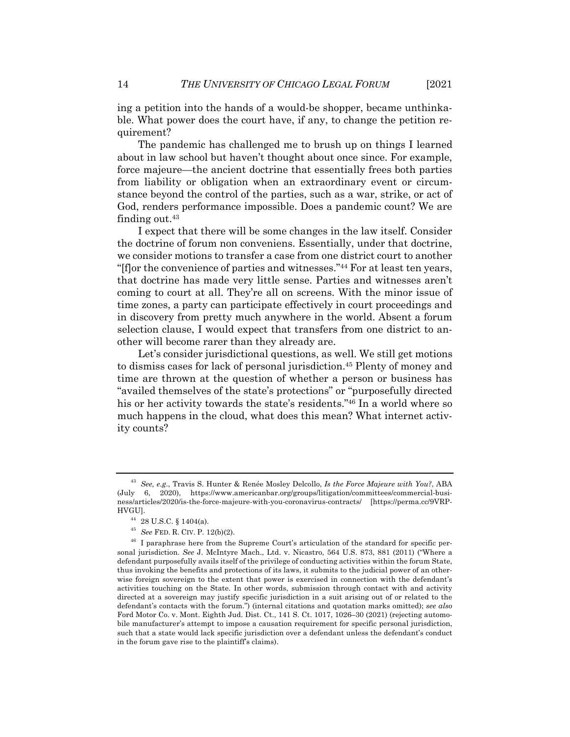ing a petition into the hands of a would-be shopper, became unthinkable. What power does the court have, if any, to change the petition requirement?

The pandemic has challenged me to brush up on things I learned about in law school but haven't thought about once since. For example, force majeure—the ancient doctrine that essentially frees both parties from liability or obligation when an extraordinary event or circumstance beyond the control of the parties, such as a war, strike, or act of God, renders performance impossible. Does a pandemic count? We are finding out.[43]

I expect that there will be some changes in the law itself. Consider the doctrine of forum non conveniens. Essentially, under that doctrine, we consider motions to transfer a case from one district court to another "[f]or the convenience of parties and witnesses."[44] For at least ten years, that doctrine has made very little sense. Parties and witnesses aren't coming to court at all. They're all on screens. With the minor issue of time zones, a party can participate effectively in court proceedings and in discovery from pretty much anywhere in the world. Absent a forum selection clause, I would expect that transfers from one district to another will become rarer than they already are.

Let's consider jurisdictional questions, as well. We still get motions to dismiss cases for lack of personal jurisdiction.[45] Plenty of money and time are thrown at the question of whether a person or business has "availed themselves of the state's protections" or "purposefully directed his or her activity towards the state's residents."[46] In a world where so much happens in the cloud, what does this mean? What internet activity counts?

---

[43] *See, e.g.*, Travis S. Hunter & Renée Mosley Delcollo, *Is the Force Majeure with You?*, ABA (July 6, 2020), https://www.americanbar.org/groups/litigation/committees/commercial-business/articles/2020/is-the-force-majeure-with-you-coronavirus-contracts/ [https://perma.cc/9VRP-HVGU].

[44] 28 U.S.C. § 1404(a).

[45] *See* FED. R. CIV. P. 12(b)(2).

[46] I paraphrase here from the Supreme Court's articulation of the standard for specific personal jurisdiction. *See* J. McIntyre Mach., Ltd. v. Nicastro, 564 U.S. 873, 881 (2011) ("Where a defendant purposefully avails itself of the privilege of conducting activities within the forum State, thus invoking the benefits and protections of its laws, it submits to the judicial power of an otherwise foreign sovereign to the extent that power is exercised in connection with the defendant's activities touching on the State. In other words, submission through contact with and activity directed at a sovereign may justify specific jurisdiction in a suit arising out of or related to the defendant's contacts with the forum.") (internal citations and quotation marks omitted); *see also* Ford Motor Co. v. Mont. Eighth Jud. Dist. Ct., 141 S. Ct. 1017, 1026–30 (2021) (rejecting automobile manufacturer's attempt to impose a causation requirement for specific personal jurisdiction, such that a state would lack specific jurisdiction over a defendant unless the defendant's conduct in the forum gave rise to the plaintiff's claims).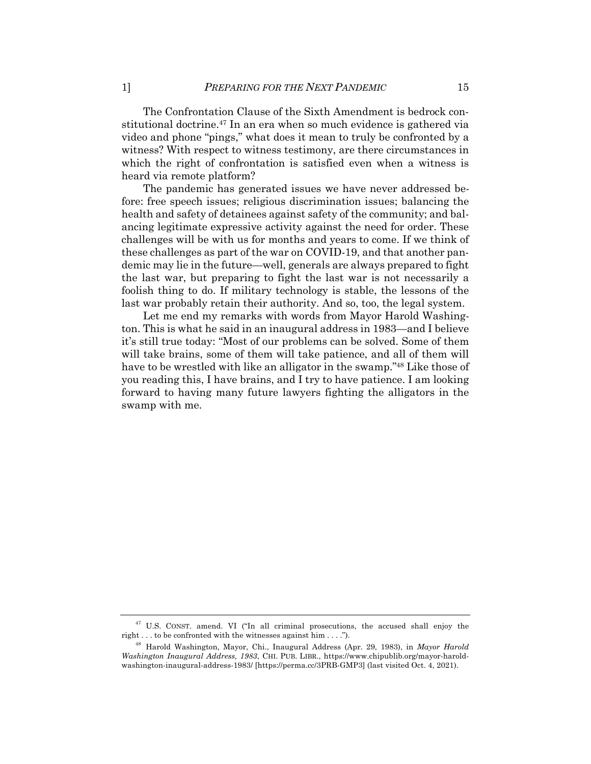The Confrontation Clause of the Sixth Amendment is bedrock constitutional doctrine.[47] In an era when so much evidence is gathered via video and phone "pings," what does it mean to truly be confronted by a witness? With respect to witness testimony, are there circumstances in which the right of confrontation is satisfied even when a witness is heard via remote platform?

The pandemic has generated issues we have never addressed before: free speech issues; religious discrimination issues; balancing the health and safety of detainees against safety of the community; and balancing legitimate expressive activity against the need for order. These challenges will be with us for months and years to come. If we think of these challenges as part of the war on COVID-19, and that another pandemic may lie in the future—well, generals are always prepared to fight the last war, but preparing to fight the last war is not necessarily a foolish thing to do. If military technology is stable, the lessons of the last war probably retain their authority. And so, too, the legal system.

Let me end my remarks with words from Mayor Harold Washington. This is what he said in an inaugural address in 1983—and I believe it's still true today: "Most of our problems can be solved. Some of them will take brains, some of them will take patience, and all of them will have to be wrestled with like an alligator in the swamp."[48] Like those of you reading this, I have brains, and I try to have patience. I am looking forward to having many future lawyers fighting the alligators in the swamp with me.

---

[47] U.S. CONST. amend. VI ("In all criminal prosecutions, the accused shall enjoy the right . . . to be confronted with the witnesses against him . . . .").

[48] Harold Washington, Mayor, Chi., Inaugural Address (Apr. 29, 1983), in *Mayor Harold Washington Inaugural Address, 1983*, CHI. PUB. LIBR., https://www.chipublib.org/mayor-harold-washington-inaugural-address-1983/ [https://perma.cc/3PRB-GMP3] (last visited Oct. 4, 2021).